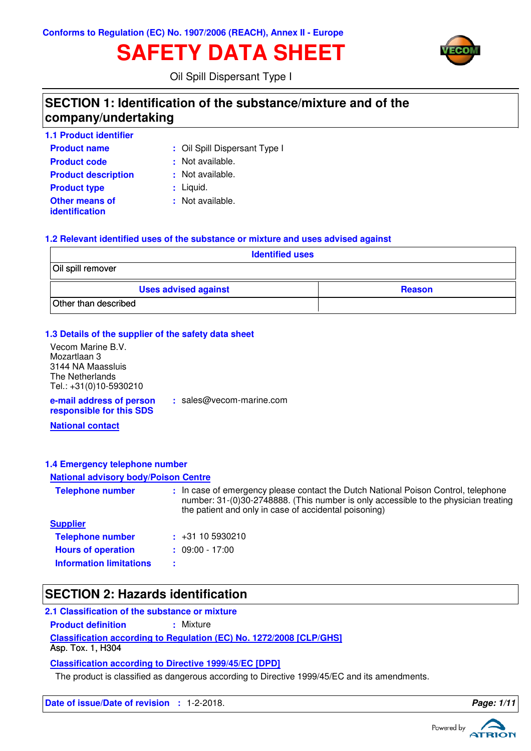Conforms to Regulation (EC) No. 1907/2006 (REACH), Annex II - Europe

# SAFETY DATA SHEET

Oil Spill Dispersant Type I

## SECTION 1: Identification of the substance/mixture and of the company/undertaking

### 1.1 Product identifier

**Product name** : Oil Spill Dispersant Type I

**Product code** : Not available.

**Product description** : Not available.

**Product type** : Liquid.

**Other means of identification** : Not available.

### 1.2 Relevant identified uses of the substance or mixture and uses advised against

| Identified uses |
| --- |
| Oil spill remover |

| Uses advised against | Reason |
| --- | --- |
| Other than described | |

### 1.3 Details of the supplier of the safety data sheet

Vecom Marine B.V.
Mozartlaan 3
3144 NA Maassluis
The Netherlands
Tel.: +31(0)10-5930210

**e-mail address of person responsible for this SDS** : sales@vecom-marine.com

**National contact**

### 1.4 Emergency telephone number

**National advisory body/Poison Centre**

**Telephone number** : In case of emergency please contact the Dutch National Poison Control, telephone number: 31-(0)30-2748888. (This number is only accessible to the physician treating the patient and only in case of accidental poisoning)

**Supplier**

**Telephone number** : +31 10 5930210

**Hours of operation** : 09:00 - 17:00

**Information limitations** :

## SECTION 2: Hazards identification

### 2.1 Classification of the substance or mixture

**Product definition** : Mixture

**Classification according to Regulation (EC) No. 1272/2008 [CLP/GHS]**

Asp. Tox. 1, H304

**Classification according to Directive 1999/45/EC [DPD]**

The product is classified as dangerous according to Directive 1999/45/EC and its amendments.

**Date of issue/Date of revision** : 1-2-2018.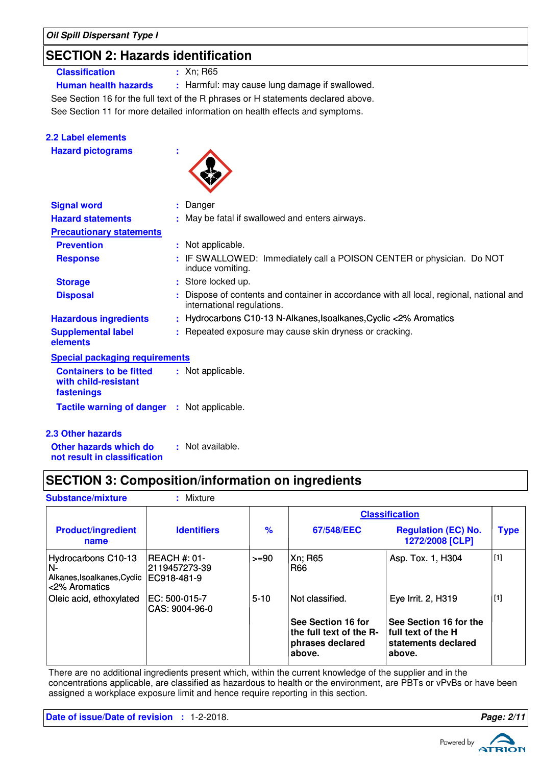## SECTION 2: Hazards identification

**Classification** : Xn; R65

**Human health hazards** : Harmful: may cause lung damage if swallowed.

See Section 16 for the full text of the R phrases or H statements declared above.

See Section 11 for more detailed information on health effects and symptoms.

### 2.2 Label elements

**Hazard pictograms** :

**Signal word** : Danger

**Hazard statements** : May be fatal if swallowed and enters airways.

**Precautionary statements**

**Prevention** : Not applicable.

**Response** : IF SWALLOWED: Immediately call a POISON CENTER or physician. Do NOT induce vomiting.

**Storage** : Store locked up.

**Disposal** : Dispose of contents and container in accordance with all local, regional, national and international regulations.

**Hazardous ingredients** : Hydrocarbons C10-13 N-Alkanes,Isoalkanes,Cyclic <2% Aromatics

**Supplemental label elements** : Repeated exposure may cause skin dryness or cracking.

**Special packaging requirements**

**Containers to be fitted with child-resistant fastenings** : Not applicable.

**Tactile warning of danger** : Not applicable.

### 2.3 Other hazards

**Other hazards which do not result in classification** : Not available.

## SECTION 3: Composition/information on ingredients

**Substance/mixture** : Mixture

| Product/ingredient name | Identifiers | % | Classification | | Type |
|---|---|---|---|---|---|
| | | | 67/548/EEC | Regulation (EC) No. 1272/2008 [CLP] | |
| Hydrocarbons C10-13 N-Alkanes,Isoalkanes,Cyclic <2% Aromatics | REACH #: 01-2119457273-39<br>EC918-481-9 | >=90 | Xn; R65<br>R66 | Asp. Tox. 1, H304 | [1] |
| Oleic acid, ethoxylated | EC: 500-015-7<br>CAS: 9004-96-0 | 5-10 | Not classified. | Eye Irrit. 2, H319 | [1] |
| | | | **See Section 16 for the full text of the R-phrases declared above.** | **See Section 16 for the full text of the H statements declared above.** | |

There are no additional ingredients present which, within the current knowledge of the supplier and in the concentrations applicable, are classified as hazardous to health or the environment, are PBTs or vPvBs or have been assigned a workplace exposure limit and hence require reporting in this section.

**Date of issue/Date of revision** : 1-2-2018.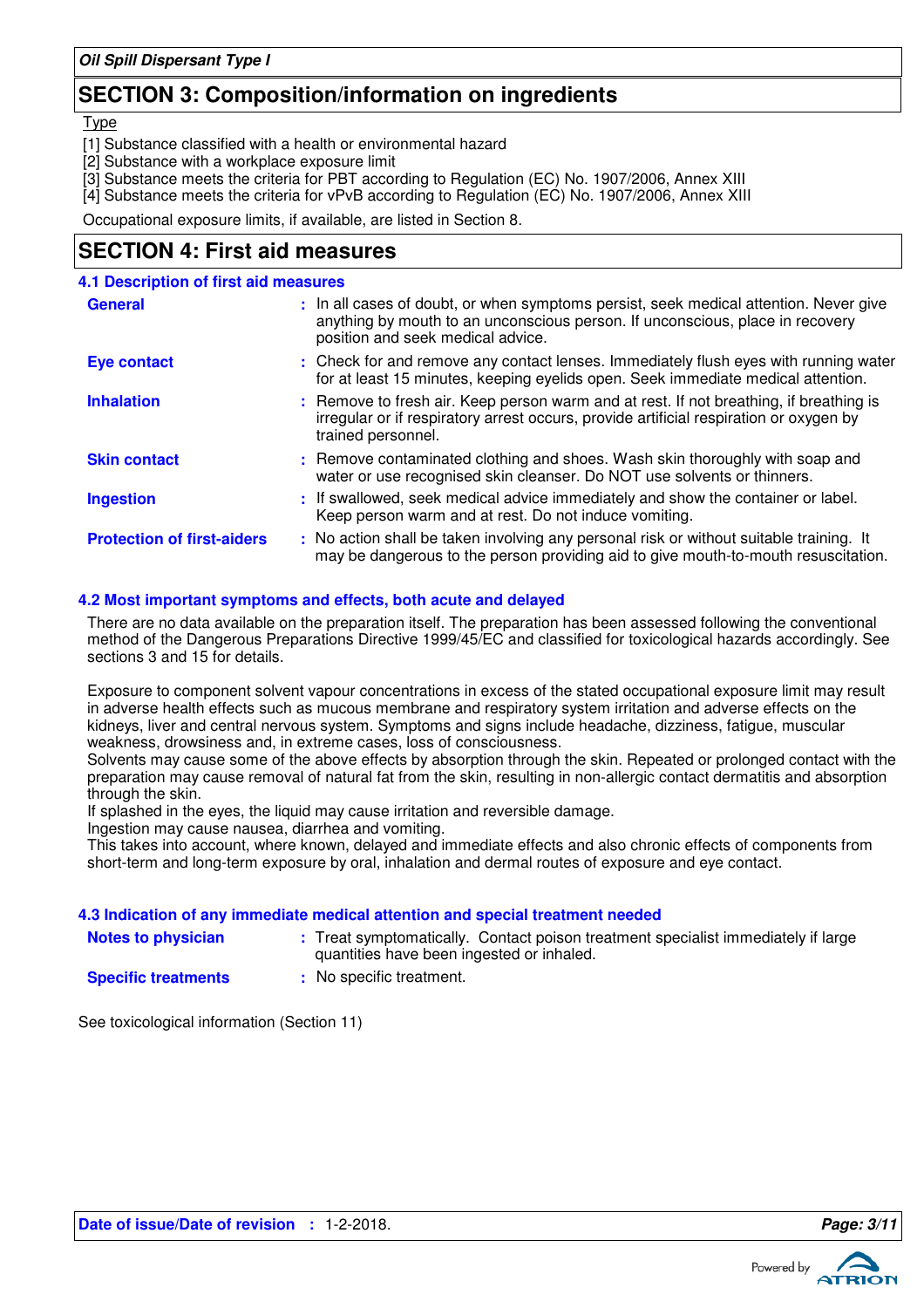## SECTION 3: Composition/information on ingredients

Type

[1] Substance classified with a health or environmental hazard
[2] Substance with a workplace exposure limit
[3] Substance meets the criteria for PBT according to Regulation (EC) No. 1907/2006, Annex XIII
[4] Substance meets the criteria for vPvB according to Regulation (EC) No. 1907/2006, Annex XIII

Occupational exposure limits, if available, are listed in Section 8.

## SECTION 4: First aid measures

### 4.1 Description of first aid measures

**General** : In all cases of doubt, or when symptoms persist, seek medical attention. Never give anything by mouth to an unconscious person. If unconscious, place in recovery position and seek medical advice.

**Eye contact** : Check for and remove any contact lenses. Immediately flush eyes with running water for at least 15 minutes, keeping eyelids open. Seek immediate medical attention.

**Inhalation** : Remove to fresh air. Keep person warm and at rest. If not breathing, if breathing is irregular or if respiratory arrest occurs, provide artificial respiration or oxygen by trained personnel.

**Skin contact** : Remove contaminated clothing and shoes. Wash skin thoroughly with soap and water or use recognised skin cleanser. Do NOT use solvents or thinners.

**Ingestion** : If swallowed, seek medical advice immediately and show the container or label. Keep person warm and at rest. Do not induce vomiting.

**Protection of first-aiders** : No action shall be taken involving any personal risk or without suitable training. It may be dangerous to the person providing aid to give mouth-to-mouth resuscitation.

### 4.2 Most important symptoms and effects, both acute and delayed

There are no data available on the preparation itself. The preparation has been assessed following the conventional method of the Dangerous Preparations Directive 1999/45/EC and classified for toxicological hazards accordingly. See sections 3 and 15 for details.

Exposure to component solvent vapour concentrations in excess of the stated occupational exposure limit may result in adverse health effects such as mucous membrane and respiratory system irritation and adverse effects on the kidneys, liver and central nervous system. Symptoms and signs include headache, dizziness, fatigue, muscular weakness, drowsiness and, in extreme cases, loss of consciousness.
Solvents may cause some of the above effects by absorption through the skin. Repeated or prolonged contact with the preparation may cause removal of natural fat from the skin, resulting in non-allergic contact dermatitis and absorption through the skin.
If splashed in the eyes, the liquid may cause irritation and reversible damage.
Ingestion may cause nausea, diarrhea and vomiting.
This takes into account, where known, delayed and immediate effects and also chronic effects of components from short-term and long-term exposure by oral, inhalation and dermal routes of exposure and eye contact.

### 4.3 Indication of any immediate medical attention and special treatment needed

**Notes to physician** : Treat symptomatically. Contact poison treatment specialist immediately if large quantities have been ingested or inhaled.

**Specific treatments** : No specific treatment.

See toxicological information (Section 11)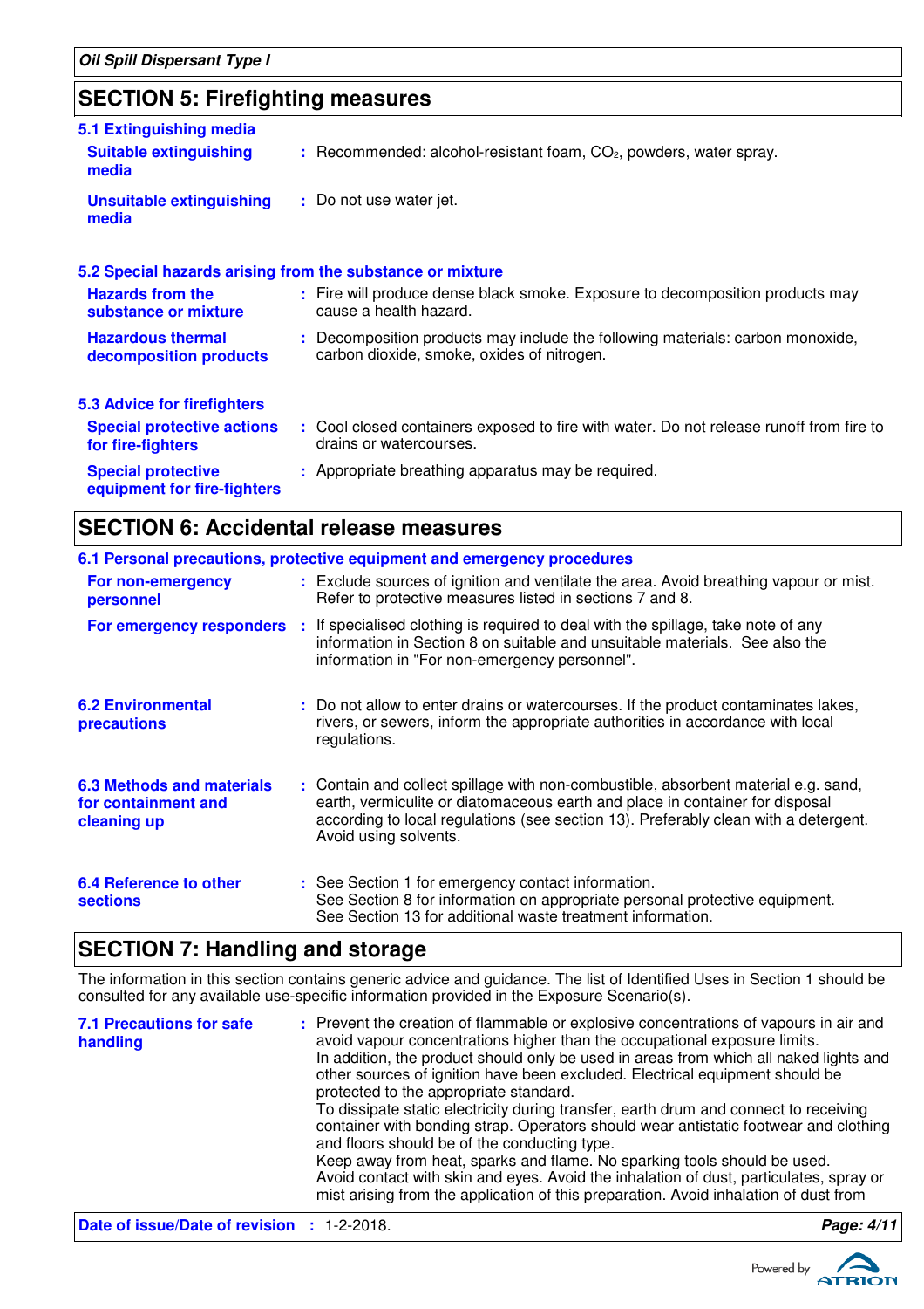## SECTION 5: Firefighting measures

### 5.1 Extinguishing media

**Suitable extinguishing media** : Recommended: alcohol-resistant foam, $CO_2$, powders, water spray.

**Unsuitable extinguishing media** : Do not use water jet.

### 5.2 Special hazards arising from the substance or mixture

**Hazards from the substance or mixture** : Fire will produce dense black smoke. Exposure to decomposition products may cause a health hazard.

**Hazardous thermal decomposition products** : Decomposition products may include the following materials: carbon monoxide, carbon dioxide, smoke, oxides of nitrogen.

### 5.3 Advice for firefighters

**Special protective actions for fire-fighters** : Cool closed containers exposed to fire with water. Do not release runoff from fire to drains or watercourses.

**Special protective equipment for fire-fighters** : Appropriate breathing apparatus may be required.

## SECTION 6: Accidental release measures

### 6.1 Personal precautions, protective equipment and emergency procedures

**For non-emergency personnel** : Exclude sources of ignition and ventilate the area. Avoid breathing vapour or mist. Refer to protective measures listed in sections 7 and 8.

**For emergency responders** : If specialised clothing is required to deal with the spillage, take note of any information in Section 8 on suitable and unsuitable materials. See also the information in "For non-emergency personnel".

**6.2 Environmental precautions** : Do not allow to enter drains or watercourses. If the product contaminates lakes, rivers, or sewers, inform the appropriate authorities in accordance with local regulations.

**6.3 Methods and materials for containment and cleaning up** : Contain and collect spillage with non-combustible, absorbent material e.g. sand, earth, vermiculite or diatomaceous earth and place in container for disposal according to local regulations (see section 13). Preferably clean with a detergent. Avoid using solvents.

**6.4 Reference to other sections** : See Section 1 for emergency contact information.
See Section 8 for information on appropriate personal protective equipment.
See Section 13 for additional waste treatment information.

## SECTION 7: Handling and storage

The information in this section contains generic advice and guidance. The list of Identified Uses in Section 1 should be consulted for any available use-specific information provided in the Exposure Scenario(s).

**7.1 Precautions for safe handling** : Prevent the creation of flammable or explosive concentrations of vapours in air and avoid vapour concentrations higher than the occupational exposure limits.
In addition, the product should only be used in areas from which all naked lights and other sources of ignition have been excluded. Electrical equipment should be protected to the appropriate standard.
To dissipate static electricity during transfer, earth drum and connect to receiving container with bonding strap. Operators should wear antistatic footwear and clothing and floors should be of the conducting type.
Keep away from heat, sparks and flame. No sparking tools should be used.
Avoid contact with skin and eyes. Avoid the inhalation of dust, particulates, spray or mist arising from the application of this preparation. Avoid inhalation of dust from

**Date of issue/Date of revision** : 1-2-2018.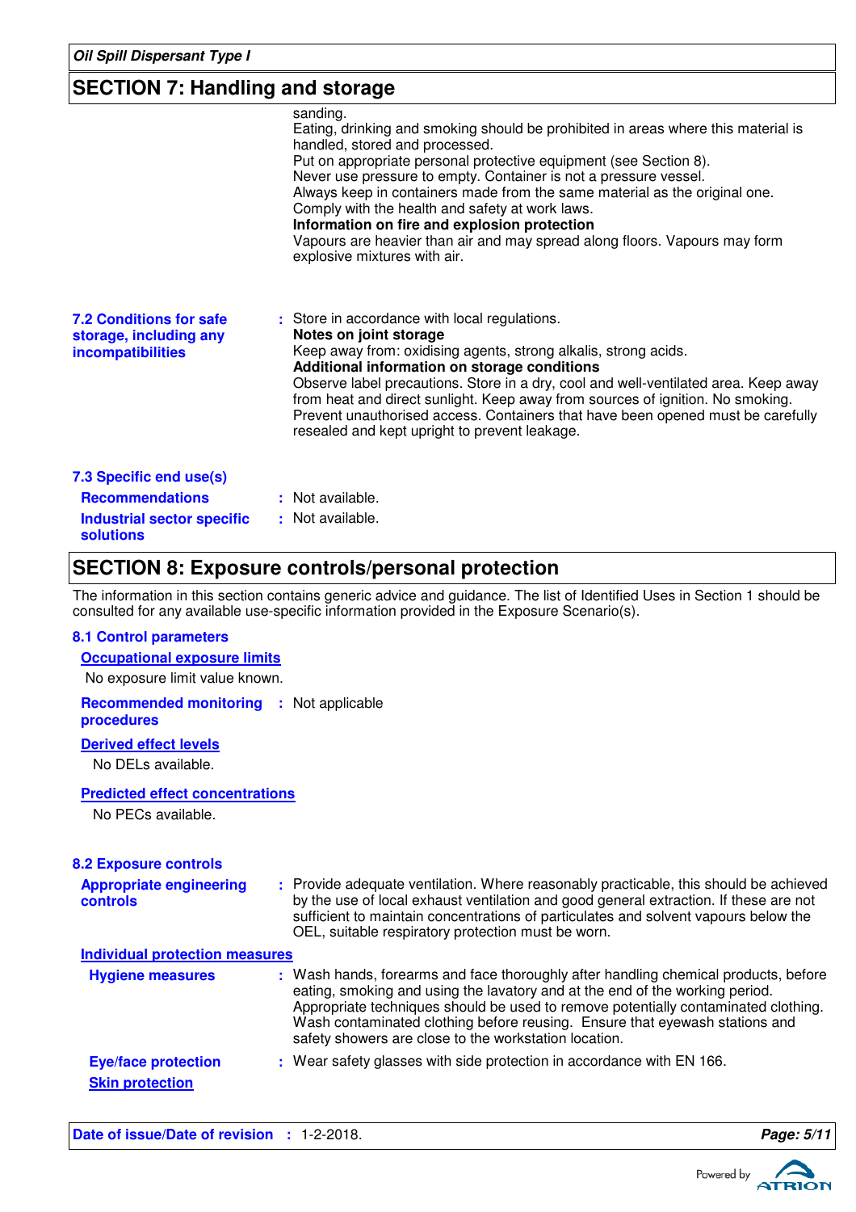sanding.
Eating, drinking and smoking should be prohibited in areas where this material is handled, stored and processed.
Put on appropriate personal protective equipment (see Section 8).
Never use pressure to empty. Container is not a pressure vessel.
Always keep in containers made from the same material as the original one.
Comply with the health and safety at work laws.

**Information on fire and explosion protection**
Vapours are heavier than air and may spread along floors. Vapours may form explosive mixtures with air.

### 7.2 Conditions for safe storage, including any incompatibilities

: Store in accordance with local regulations.

**Notes on joint storage**
Keep away from: oxidising agents, strong alkalis, strong acids.

**Additional information on storage conditions**
Observe label precautions. Store in a dry, cool and well-ventilated area. Keep away from heat and direct sunlight. Keep away from sources of ignition. No smoking. Prevent unauthorised access. Containers that have been opened must be carefully resealed and kept upright to prevent leakage.

### 7.3 Specific end use(s)

**Recommendations** : Not available.

**Industrial sector specific solutions** : Not available.

## SECTION 8: Exposure controls/personal protection

The information in this section contains generic advice and guidance. The list of Identified Uses in Section 1 should be consulted for any available use-specific information provided in the Exposure Scenario(s).

### 8.1 Control parameters

**Occupational exposure limits**

No exposure limit value known.

**Recommended monitoring procedures** : Not applicable

**Derived effect levels**

No DELs available.

**Predicted effect concentrations**

No PECs available.

### 8.2 Exposure controls

**Appropriate engineering controls** : Provide adequate ventilation. Where reasonably practicable, this should be achieved by the use of local exhaust ventilation and good general extraction. If these are not sufficient to maintain concentrations of particulates and solvent vapours below the OEL, suitable respiratory protection must be worn.

**Individual protection measures**

**Hygiene measures** : Wash hands, forearms and face thoroughly after handling chemical products, before eating, smoking and using the lavatory and at the end of the working period. Appropriate techniques should be used to remove potentially contaminated clothing. Wash contaminated clothing before reusing. Ensure that eyewash stations and safety showers are close to the workstation location.

**Eye/face protection** : Wear safety glasses with side protection in accordance with EN 166.

**Skin protection**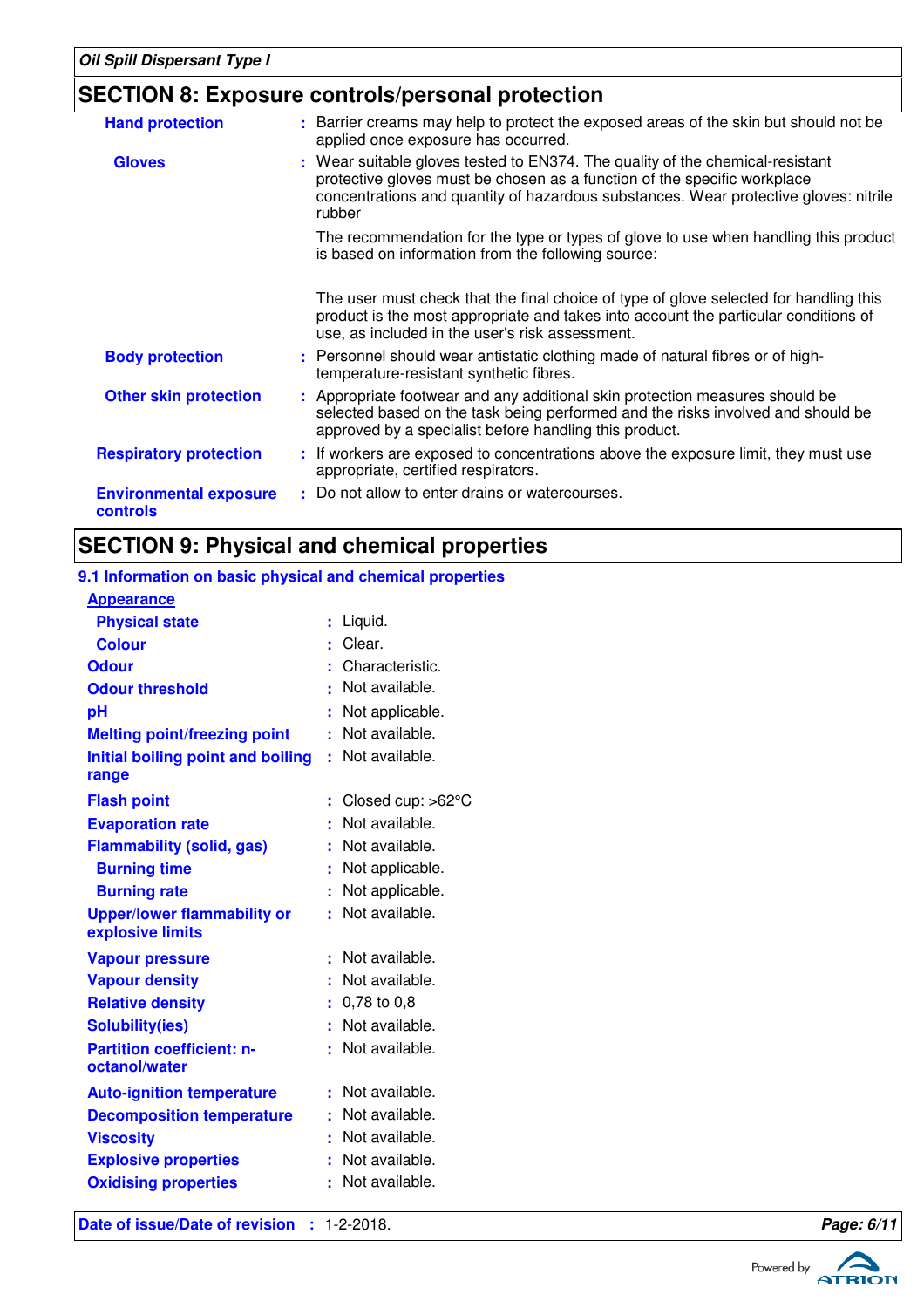## SECTION 8: Exposure controls/personal protection

**Hand protection** : Barrier creams may help to protect the exposed areas of the skin but should not be applied once exposure has occurred.

**Gloves** : Wear suitable gloves tested to EN374. The quality of the chemical-resistant protective gloves must be chosen as a function of the specific workplace concentrations and quantity of hazardous substances. Wear protective gloves: nitrile rubber

The recommendation for the type or types of glove to use when handling this product is based on information from the following source:

The user must check that the final choice of type of glove selected for handling this product is the most appropriate and takes into account the particular conditions of use, as included in the user's risk assessment.

**Body protection** : Personnel should wear antistatic clothing made of natural fibres or of high-temperature-resistant synthetic fibres.

**Other skin protection** : Appropriate footwear and any additional skin protection measures should be selected based on the task being performed and the risks involved and should be approved by a specialist before handling this product.

**Respiratory protection** : If workers are exposed to concentrations above the exposure limit, they must use appropriate, certified respirators.

**Environmental exposure controls** : Do not allow to enter drains or watercourses.

## SECTION 9: Physical and chemical properties

### 9.1 Information on basic physical and chemical properties

**Appearance**

| | |
|---|---|
| **Physical state** | Liquid. |
| **Colour** | Clear. |
| **Odour** | Characteristic. |
| **Odour threshold** | Not available. |
| **pH** | Not applicable. |
| **Melting point/freezing point** | Not available. |
| **Initial boiling point and boiling range** | Not available. |
| **Flash point** | Closed cup: >62°C |
| **Evaporation rate** | Not available. |
| **Flammability (solid, gas)** | Not available. |
| **Burning time** | Not applicable. |
| **Burning rate** | Not applicable. |
| **Upper/lower flammability or explosive limits** | Not available. |
| **Vapour pressure** | Not available. |
| **Vapour density** | Not available. |
| **Relative density** | 0,78 to 0,8 |
| **Solubility(ies)** | Not available. |
| **Partition coefficient: n-octanol/water** | Not available. |
| **Auto-ignition temperature** | Not available. |
| **Decomposition temperature** | Not available. |
| **Viscosity** | Not available. |
| **Explosive properties** | Not available. |
| **Oxidising properties** | Not available. |

**Date of issue/Date of revision** : 1-2-2018.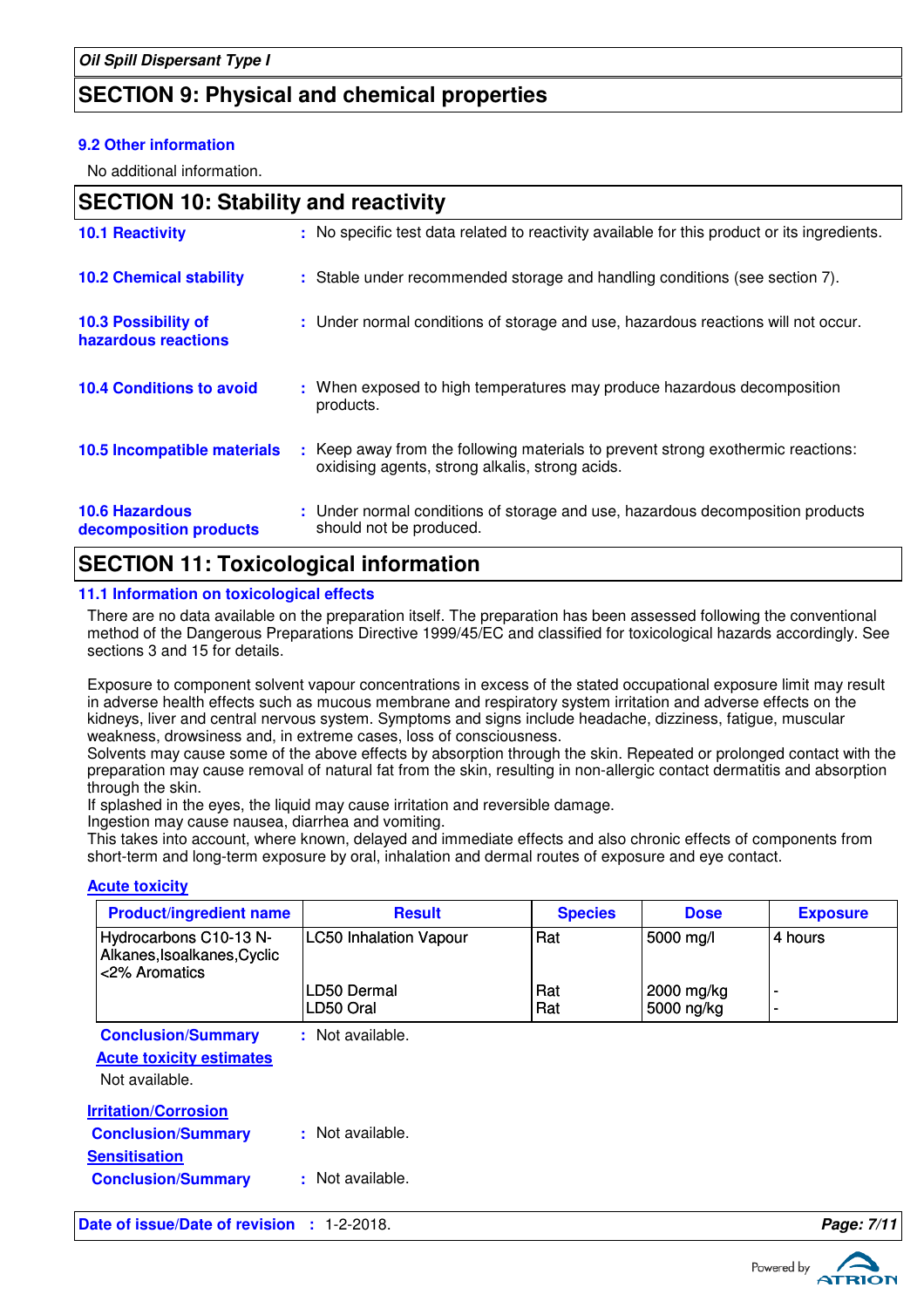## SECTION 9: Physical and chemical properties

### 9.2 Other information

No additional information.

## SECTION 10: Stability and reactivity

**10.1 Reactivity** : No specific test data related to reactivity available for this product or its ingredients.

**10.2 Chemical stability** : Stable under recommended storage and handling conditions (see section 7).

**10.3 Possibility of hazardous reactions** : Under normal conditions of storage and use, hazardous reactions will not occur.

**10.4 Conditions to avoid** : When exposed to high temperatures may produce hazardous decomposition products.

**10.5 Incompatible materials** : Keep away from the following materials to prevent strong exothermic reactions: oxidising agents, strong alkalis, strong acids.

**10.6 Hazardous decomposition products** : Under normal conditions of storage and use, hazardous decomposition products should not be produced.

## SECTION 11: Toxicological information

### 11.1 Information on toxicological effects

There are no data available on the preparation itself. The preparation has been assessed following the conventional method of the Dangerous Preparations Directive 1999/45/EC and classified for toxicological hazards accordingly. See sections 3 and 15 for details.

Exposure to component solvent vapour concentrations in excess of the stated occupational exposure limit may result in adverse health effects such as mucous membrane and respiratory system irritation and adverse effects on the kidneys, liver and central nervous system. Symptoms and signs include headache, dizziness, fatigue, muscular weakness, drowsiness and, in extreme cases, loss of consciousness.
Solvents may cause some of the above effects by absorption through the skin. Repeated or prolonged contact with the preparation may cause removal of natural fat from the skin, resulting in non-allergic contact dermatitis and absorption through the skin.
If splashed in the eyes, the liquid may cause irritation and reversible damage.
Ingestion may cause nausea, diarrhea and vomiting.
This takes into account, where known, delayed and immediate effects and also chronic effects of components from short-term and long-term exposure by oral, inhalation and dermal routes of exposure and eye contact.

**Acute toxicity**

| Product/ingredient name | Result | Species | Dose | Exposure |
|---|---|---|---|---|
| Hydrocarbons C10-13 N-Alkanes,Isoalkanes,Cyclic <2% Aromatics | LC50 Inhalation Vapour | Rat | 5000 mg/l | 4 hours |
| | LD50 Dermal | Rat | 2000 mg/kg | - |
| | LD50 Oral | Rat | 5000 ng/kg | - |

**Conclusion/Summary** : Not available.

**Acute toxicity estimates**

Not available.

**Irritation/Corrosion**

**Conclusion/Summary** : Not available.

**Sensitisation**

**Conclusion/Summary** : Not available.

**Date of issue/Date of revision** : 1-2-2018.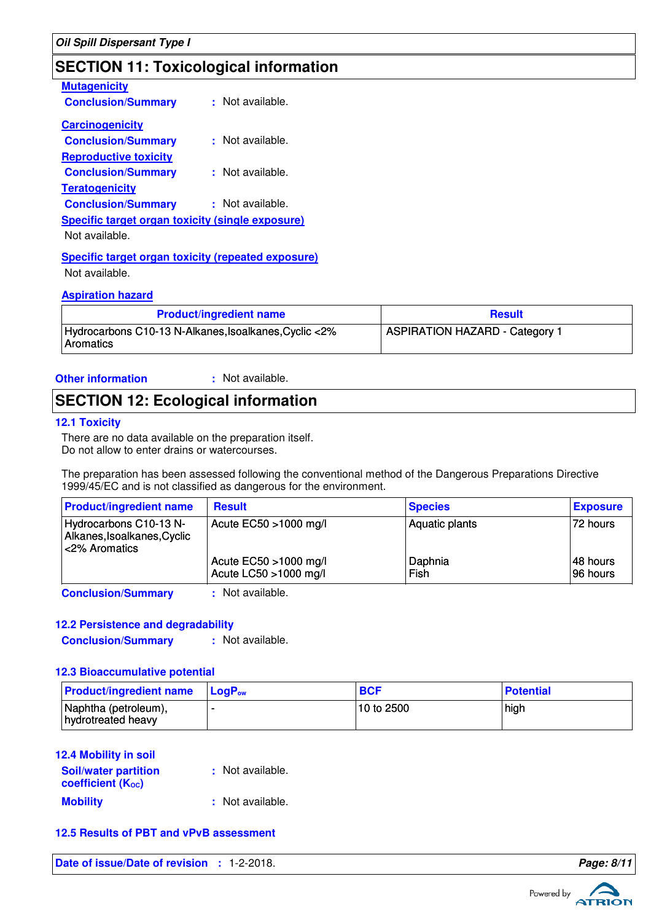## SECTION 11: Toxicological information

**Mutagenicity**

**Conclusion/Summary** : Not available.

**Carcinogenicity**

**Conclusion/Summary** : Not available.

**Reproductive toxicity**

**Conclusion/Summary** : Not available.

**Teratogenicity**

**Conclusion/Summary** : Not available.

**Specific target organ toxicity (single exposure)**

Not available.

**Specific target organ toxicity (repeated exposure)**

Not available.

**Aspiration hazard**

| Product/ingredient name | Result |
|---|---|
| Hydrocarbons C10-13 N-Alkanes,Isoalkanes,Cyclic <2% Aromatics | ASPIRATION HAZARD - Category 1 |

**Other information** : Not available.

## SECTION 12: Ecological information

### 12.1 Toxicity

There are no data available on the preparation itself.
Do not allow to enter drains or watercourses.

The preparation has been assessed following the conventional method of the Dangerous Preparations Directive 1999/45/EC and is not classified as dangerous for the environment.

| Product/ingredient name | Result | Species | Exposure |
|---|---|---|---|
| Hydrocarbons C10-13 N-Alkanes,Isoalkanes,Cyclic <2% Aromatics | Acute EC50 >1000 mg/l | Aquatic plants | 72 hours |
| | Acute EC50 >1000 mg/l | Daphnia | 48 hours |
| | Acute LC50 >1000 mg/l | Fish | 96 hours |

**Conclusion/Summary** : Not available.

### 12.2 Persistence and degradability

**Conclusion/Summary** : Not available.

### 12.3 Bioaccumulative potential

| Product/ingredient name | $LogP_{ow}$ | BCF | Potential |
|---|---|---|---|
| Naphtha (petroleum), hydrotreated heavy | - | 10 to 2500 | high |

### 12.4 Mobility in soil

**Soil/water partition coefficient ($K_{OC}$)** : Not available.

**Mobility** : Not available.

### 12.5 Results of PBT and vPvB assessment

**Date of issue/Date of revision** : 1-2-2018.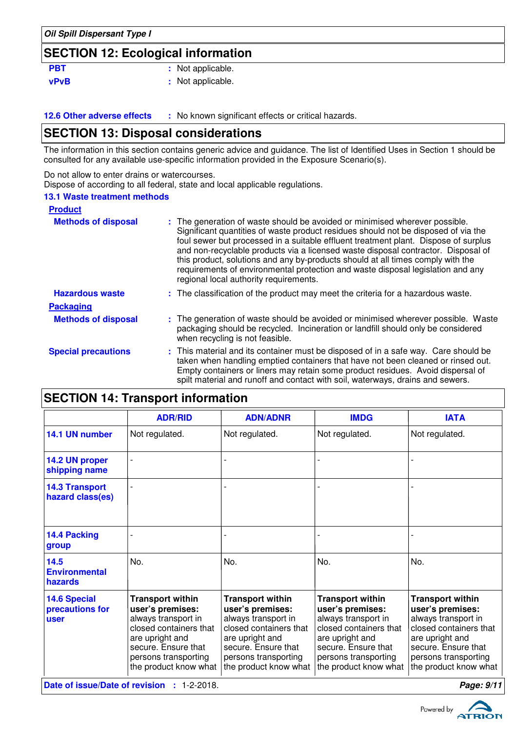## SECTION 12: Ecological information

**PBT** : Not applicable.

**vPvB** : Not applicable.

**12.6 Other adverse effects** : No known significant effects or critical hazards.

## SECTION 13: Disposal considerations

The information in this section contains generic advice and guidance. The list of Identified Uses in Section 1 should be consulted for any available use-specific information provided in the Exposure Scenario(s).

Do not allow to enter drains or watercourses.
Dispose of according to all federal, state and local applicable regulations.

### 13.1 Waste treatment methods

**Product**

**Methods of disposal** : The generation of waste should be avoided or minimised wherever possible. Significant quantities of waste product residues should not be disposed of via the foul sewer but processed in a suitable effluent treatment plant. Dispose of surplus and non-recyclable products via a licensed waste disposal contractor. Disposal of this product, solutions and any by-products should at all times comply with the requirements of environmental protection and waste disposal legislation and any regional local authority requirements.

**Hazardous waste** : The classification of the product may meet the criteria for a hazardous waste.

**Packaging**

**Methods of disposal** : The generation of waste should be avoided or minimised wherever possible. Waste packaging should be recycled. Incineration or landfill should only be considered when recycling is not feasible.

**Special precautions** : This material and its container must be disposed of in a safe way. Care should be taken when handling emptied containers that have not been cleaned or rinsed out. Empty containers or liners may retain some product residues. Avoid dispersal of spilt material and runoff and contact with soil, waterways, drains and sewers.

## SECTION 14: Transport information

| | ADR/RID | ADN/ADNR | IMDG | IATA |
|---|---|---|---|---|
| **14.1 UN number** | Not regulated. | Not regulated. | Not regulated. | Not regulated. |
| **14.2 UN proper shipping name** | - | - | - | - |
| **14.3 Transport hazard class(es)** | - | - | - | - |
| **14.4 Packing group** | - | - | - | - |
| **14.5 Environmental hazards** | No. | No. | No. | No. |
| **14.6 Special precautions for user** | **Transport within user's premises:** always transport in closed containers that are upright and secure. Ensure that persons transporting the product know what | **Transport within user's premises:** always transport in closed containers that are upright and secure. Ensure that persons transporting the product know what | **Transport within user's premises:** always transport in closed containers that are upright and secure. Ensure that persons transporting the product know what | **Transport within user's premises:** always transport in closed containers that are upright and secure. Ensure that persons transporting the product know what |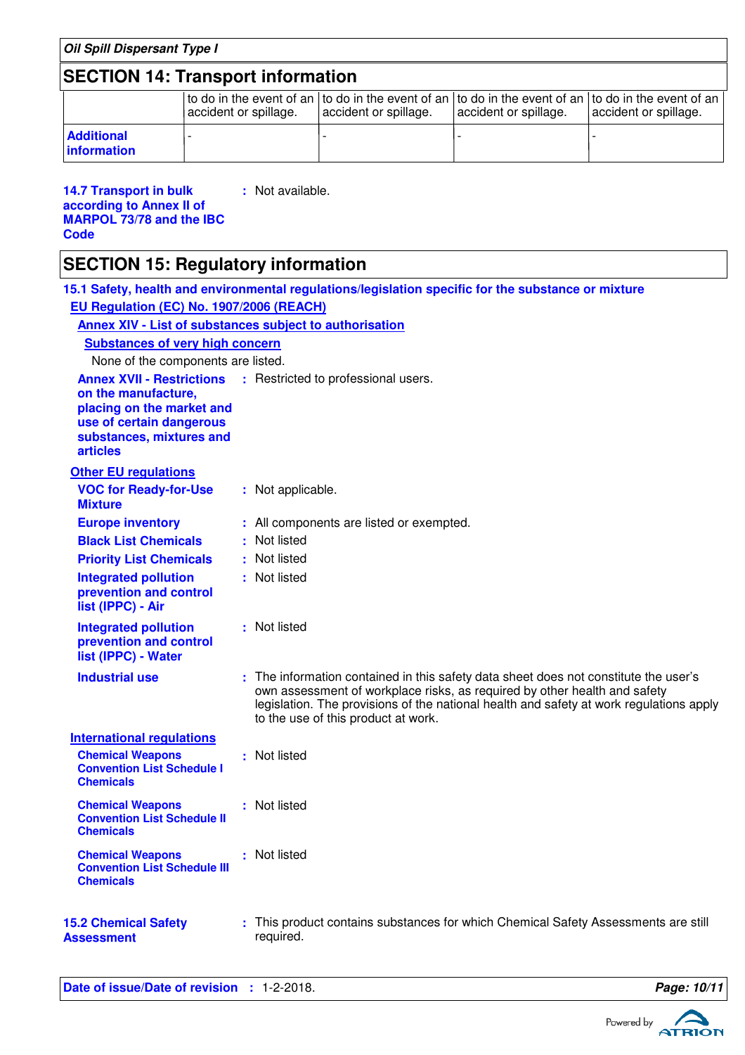*Oil Spill Dispersant Type I*

## SECTION 14: Transport information

| | to do in the event of an accident or spillage. | to do in the event of an accident or spillage. | to do in the event of an accident or spillage. | to do in the event of an accident or spillage. |
|---|---|---|---|---|
| **Additional information** | - | - | - | - |

**14.7 Transport in bulk according to Annex II of MARPOL 73/78 and the IBC Code** : Not available.

## SECTION 15: Regulatory information

### 15.1 Safety, health and environmental regulations/legislation specific for the substance or mixture

**EU Regulation (EC) No. 1907/2006 (REACH)**

**Annex XIV - List of substances subject to authorisation**

**Substances of very high concern**

None of the components are listed.

**Annex XVII - Restrictions on the manufacture, placing on the market and use of certain dangerous substances, mixtures and articles** : Restricted to professional users.

**Other EU regulations**

**VOC for Ready-for-Use Mixture** : Not applicable.

**Europe inventory** : All components are listed or exempted.

**Black List Chemicals** : Not listed

**Priority List Chemicals** : Not listed

**Integrated pollution prevention and control list (IPPC) - Air** : Not listed

**Integrated pollution prevention and control list (IPPC) - Water** : Not listed

**Industrial use** : The information contained in this safety data sheet does not constitute the user's own assessment of workplace risks, as required by other health and safety legislation. The provisions of the national health and safety at work regulations apply to the use of this product at work.

**International regulations**

**Chemical Weapons Convention List Schedule I Chemicals** : Not listed

**Chemical Weapons Convention List Schedule II Chemicals** : Not listed

**Chemical Weapons Convention List Schedule III Chemicals** : Not listed

### 15.2 Chemical Safety Assessment

: This product contains substances for which Chemical Safety Assessments are still required.

**Date of issue/Date of revision** : 1-2-2018.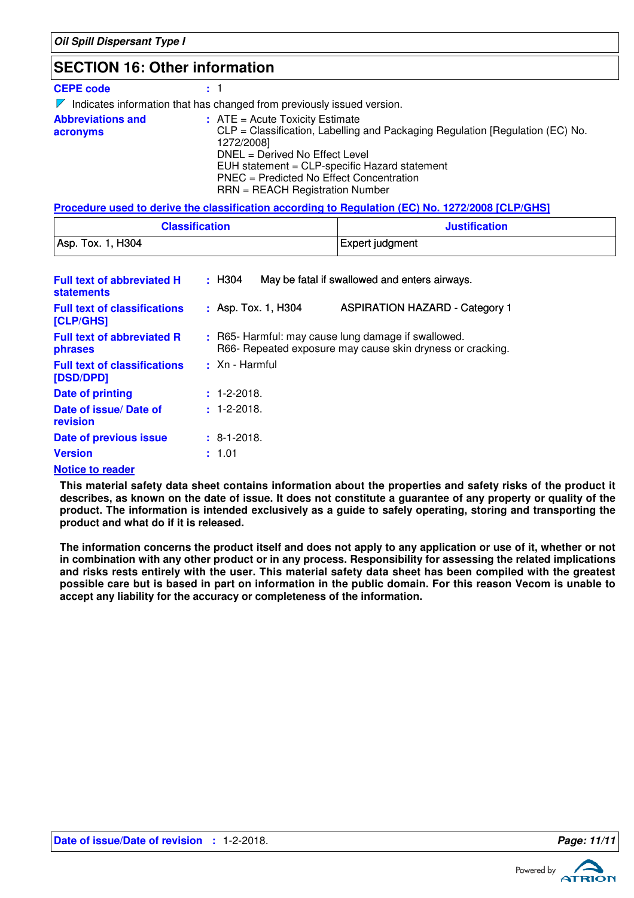## SECTION 16: Other information

**CEPE code** : 1

Indicates information that has changed from previously issued version.

**Abbreviations and acronyms** : ATE = Acute Toxicity Estimate
CLP = Classification, Labelling and Packaging Regulation [Regulation (EC) No. 1272/2008]
DNEL = Derived No Effect Level
EUH statement = CLP-specific Hazard statement
PNEC = Predicted No Effect Concentration
RRN = REACH Registration Number

**Procedure used to derive the classification according to Regulation (EC) No. 1272/2008 [CLP/GHS]**

| Classification | Justification |
| --- | --- |
| Asp. Tox. 1, H304 | Expert judgment |

**Full text of abbreviated H statements** : H304 May be fatal if swallowed and enters airways.

**Full text of classifications [CLP/GHS]** : Asp. Tox. 1, H304 ASPIRATION HAZARD - Category 1

**Full text of abbreviated R phrases** : R65- Harmful: may cause lung damage if swallowed.
R66- Repeated exposure may cause skin dryness or cracking.

**Full text of classifications [DSD/DPD]** : Xn - Harmful

**Date of printing** : 1-2-2018.

**Date of issue/ Date of revision** : 1-2-2018.

**Date of previous issue** : 8-1-2018.

**Version** : 1.01

**Notice to reader**

**This material safety data sheet contains information about the properties and safety risks of the product it describes, as known on the date of issue. It does not constitute a guarantee of any property or quality of the product. The information is intended exclusively as a guide to safely operating, storing and transporting the product and what do if it is released.**

**The information concerns the product itself and does not apply to any application or use of it, whether or not in combination with any other product or in any process. Responsibility for assessing the related implications and risks rests entirely with the user. This material safety data sheet has been compiled with the greatest possible care but is based in part on information in the public domain. For this reason Vecom is unable to accept any liability for the accuracy or completeness of the information.**